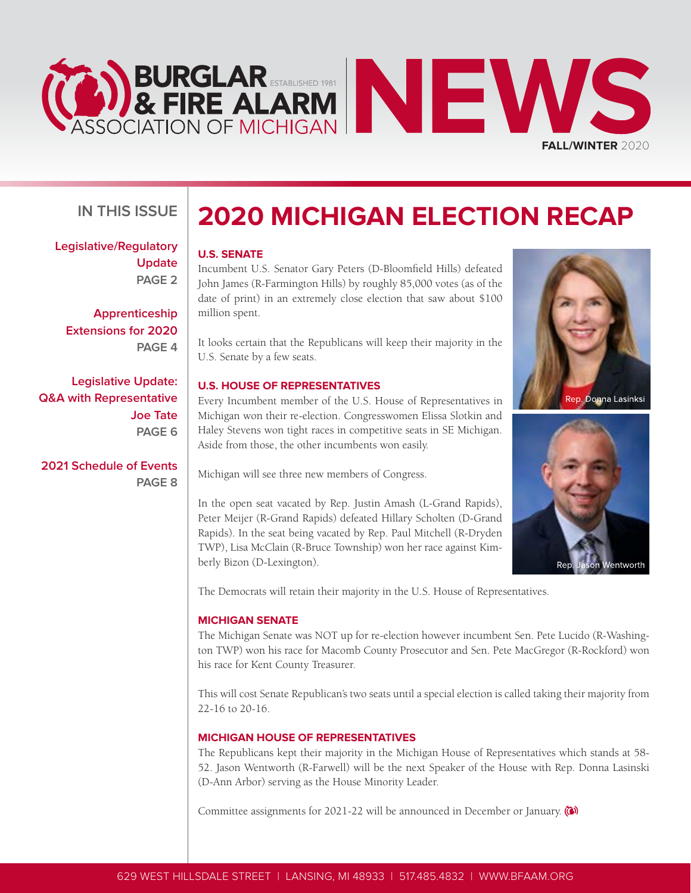# BURGLAR & FIRE ALARM ASSOCIATION OF MICHIGAN NEWS

ESTABLISHED 1981

**FALL/WINTER** 2020

## IN THIS ISSUE

**Legislative/Regulatory Update**
**PAGE 2**

**Apprenticeship Extensions for 2020**
**PAGE 4**

**Legislative Update: Q&A with Representative Joe Tate**
**PAGE 6**

**2021 Schedule of Events**
**PAGE 8**

# 2020 MICHIGAN ELECTION RECAP

### U.S. SENATE

Incumbent U.S. Senator Gary Peters (D-Bloomfield Hills) defeated John James (R-Farmington Hills) by roughly 85,000 votes (as of the date of print) in an extremely close election that saw about $100 million spent.

It looks certain that the Republicans will keep their majority in the U.S. Senate by a few seats.

### U.S. HOUSE OF REPRESENTATIVES

Every Incumbent member of the U.S. House of Representatives in Michigan won their re-election. Congresswomen Elissa Slotkin and Haley Stevens won tight races in competitive seats in SE Michigan. Aside from those, the other incumbents won easily.

Michigan will see three new members of Congress.

In the open seat vacated by Rep. Justin Amash (L-Grand Rapids), Peter Meijer (R-Grand Rapids) defeated Hillary Scholten (D-Grand Rapids). In the seat being vacated by Rep. Paul Mitchell (R-Dryden TWP), Lisa McClain (R-Bruce Township) won her race against Kimberly Bizon (D-Lexington).

Rep. Donna Lasinksi

Rep. Jason Wentworth

The Democrats will retain their majority in the U.S. House of Representatives.

### MICHIGAN SENATE

The Michigan Senate was NOT up for re-election however incumbent Sen. Pete Lucido (R-Washington TWP) won his race for Macomb County Prosecutor and Sen. Pete MacGregor (R-Rockford) won his race for Kent County Treasurer.

This will cost Senate Republican's two seats until a special election is called taking their majority from 22-16 to 20-16.

### MICHIGAN HOUSE OF REPRESENTATIVES

The Republicans kept their majority in the Michigan House of Representatives which stands at 58-52. Jason Wentworth (R-Farwell) will be the next Speaker of the House with Rep. Donna Lasinski (D-Ann Arbor) serving as the House Minority Leader.

Committee assignments for 2021-22 will be announced in December or January.

629 WEST HILLSDALE STREET | LANSING, MI 48933 | 517.485.4832 | WWW.BFAAM.ORG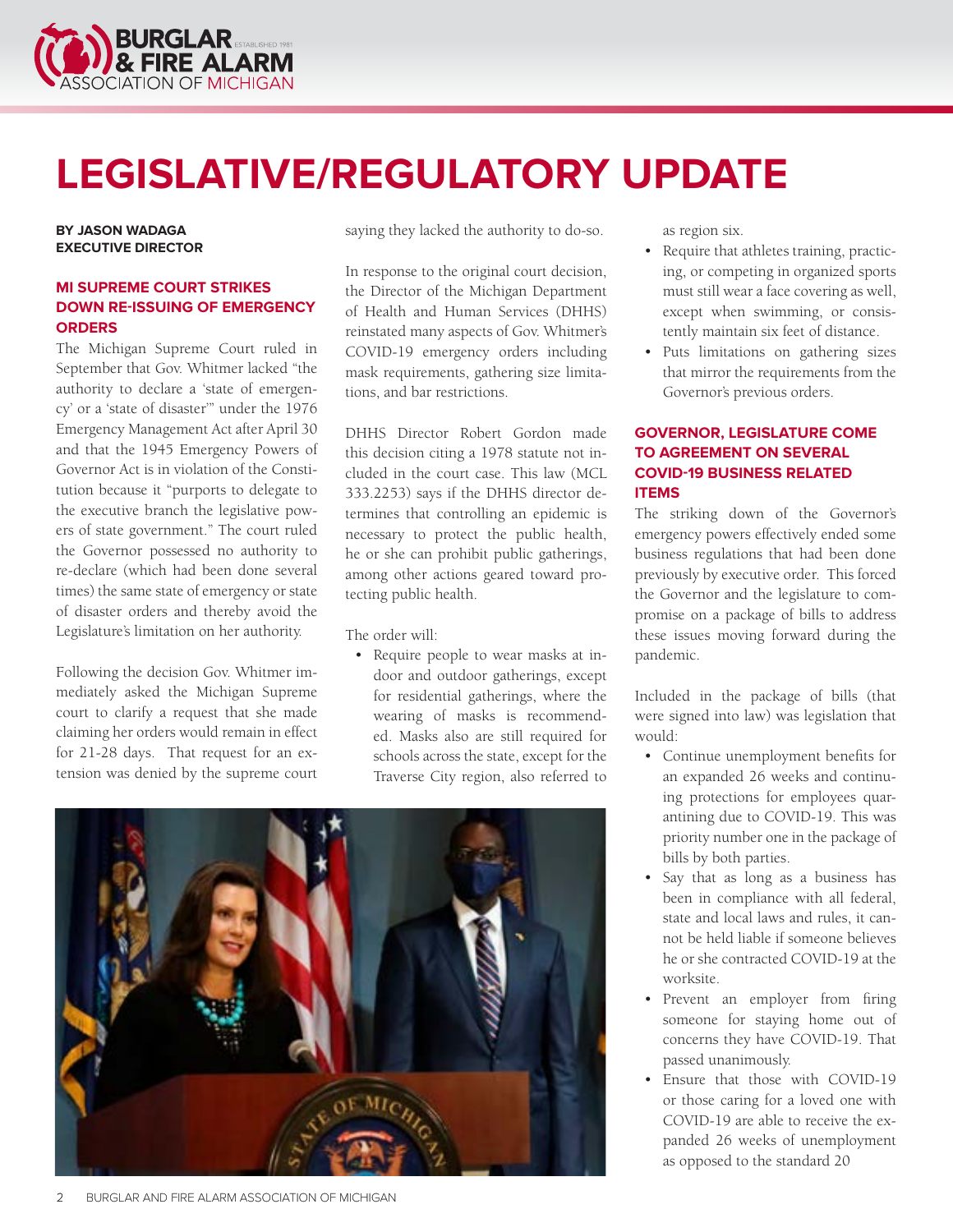// LEGISLATIVE/REGULATORY UPDATE

# LEGISLATIVE/REGULATORY UPDATE

**BY JASON WADAGA**
**EXECUTIVE DIRECTOR**

## MI SUPREME COURT STRIKES DOWN RE-ISSUING OF EMERGENCY ORDERS

The Michigan Supreme Court ruled in September that Gov. Whitmer lacked "the authority to declare a 'state of emergency' or a 'state of disaster'" under the 1976 Emergency Management Act after April 30 and that the 1945 Emergency Powers of Governor Act is in violation of the Constitution because it "purports to delegate to the executive branch the legislative powers of state government." The court ruled the Governor possessed no authority to re-declare (which had been done several times) the same state of emergency or state of disaster orders and thereby avoid the Legislature's limitation on her authority.

Following the decision Gov. Whitmer immediately asked the Michigan Supreme court to clarify a request that she made claiming her orders would remain in effect for 21-28 days. That request for an extension was denied by the supreme court saying they lacked the authority to do-so.

In response to the original court decision, the Director of the Michigan Department of Health and Human Services (DHHS) reinstated many aspects of Gov. Whitmer's COVID-19 emergency orders including mask requirements, gathering size limitations, and bar restrictions.

DHHS Director Robert Gordon made this decision citing a 1978 statute not included in the court case. This law (MCL 333.2253) says if the DHHS director determines that controlling an epidemic is necessary to protect the public health, he or she can prohibit public gatherings, among other actions geared toward protecting public health.

The order will:

- Require people to wear masks at indoor and outdoor gatherings, except for residential gatherings, where the wearing of masks is recommended. Masks also are still required for schools across the state, except for the Traverse City region, also referred to as region six.
- Require that athletes training, practicing, or competing in organized sports must still wear a face covering as well, except when swimming, or consistently maintain six feet of distance.
- Puts limitations on gathering sizes that mirror the requirements from the Governor's previous orders.

## GOVERNOR, LEGISLATURE COME TO AGREEMENT ON SEVERAL COVID-19 BUSINESS RELATED ITEMS

The striking down of the Governor's emergency powers effectively ended some business regulations that had been done previously by executive order. This forced the Governor and the legislature to compromise on a package of bills to address these issues moving forward during the pandemic.

Included in the package of bills (that were signed into law) was legislation that would:

- Continue unemployment benefits for an expanded 26 weeks and continuing protections for employees quarantining due to COVID-19. This was priority number one in the package of bills by both parties.
- Say that as long as a business has been in compliance with all federal, state and local laws and rules, it cannot be held liable if someone believes he or she contracted COVID-19 at the worksite.
- Prevent an employer from firing someone for staying home out of concerns they have COVID-19. That passed unanimously.
- Ensure that those with COVID-19 or those caring for a loved one with COVID-19 are able to receive the expanded 26 weeks of unemployment as opposed to the standard 20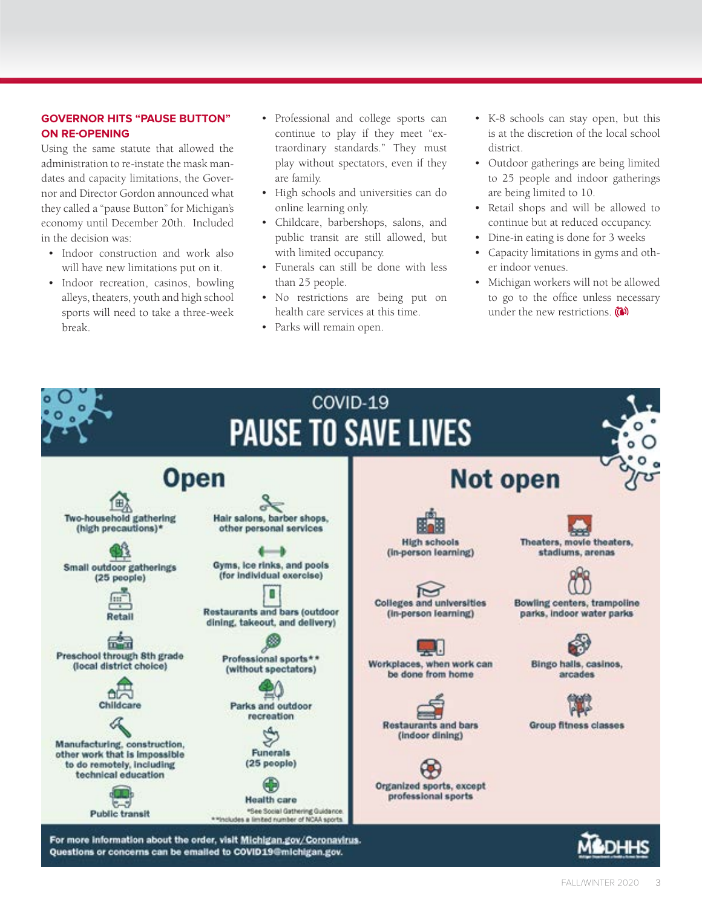## GOVERNOR HITS "PAUSE BUTTON" ON RE-OPENING

Using the same statute that allowed the administration to re-instate the mask mandates and capacity limitations, the Governor and Director Gordon announced what they called a "pause Button" for Michigan's economy until December 20th. Included in the decision was:

- Indoor construction and work also will have new limitations put on it.
- Indoor recreation, casinos, bowling alleys, theaters, youth and high school sports will need to take a three-week break.
- Professional and college sports can continue to play if they meet "extraordinary standards." They must play without spectators, even if they are family.
- High schools and universities can do online learning only.
- Childcare, barbershops, salons, and public transit are still allowed, but with limited occupancy.
- Funerals can still be done with less than 25 people.
- No restrictions are being put on health care services at this time.
- Parks will remain open.
- K-8 schools can stay open, but this is at the discretion of the local school district.
- Outdoor gatherings are being limited to 25 people and indoor gatherings are being limited to 10.
- Retail shops and will be allowed to continue but at reduced occupancy.
- Dine-in eating is done for 3 weeks
- Capacity limitations in gyms and other indoor venues.
- Michigan workers will not be allowed to go to the office unless necessary under the new restrictions.

## COVID-19
# PAUSE TO SAVE LIVES

### Open

- Two-household gathering (high precautions)*
- Small outdoor gatherings (25 people)
- Retail
- Preschool through 8th grade (local district choice)
- Childcare
- Manufacturing, construction, other work that is impossible to do remotely, including technical education
- Public transit
- Hair salons, barber shops, other personal services
- Gyms, ice rinks, and pools (for individual exercise)
- Restaurants and bars (outdoor dining, takeout, and delivery)
- Professional sports** (without spectators)
- Parks and outdoor recreation
- Funerals (25 people)
- Health care

*See Social Gathering Guidance.
**Includes a limited number of NCAA sports.

### Not open

- High schools (in-person learning)
- Colleges and universities (in-person learning)
- Workplaces, when work can be done from home
- Restaurants and bars (indoor dining)
- Organized sports, except professional sports
- Theaters, movie theaters, stadiums, arenas
- Bowling centers, trampoline parks, indoor water parks
- Bingo halls, casinos, arcades
- Group fitness classes

For more information about the order, visit Michigan.gov/Coronavirus.
Questions or concerns can be emailed to COVID19@michigan.gov.

MDHHS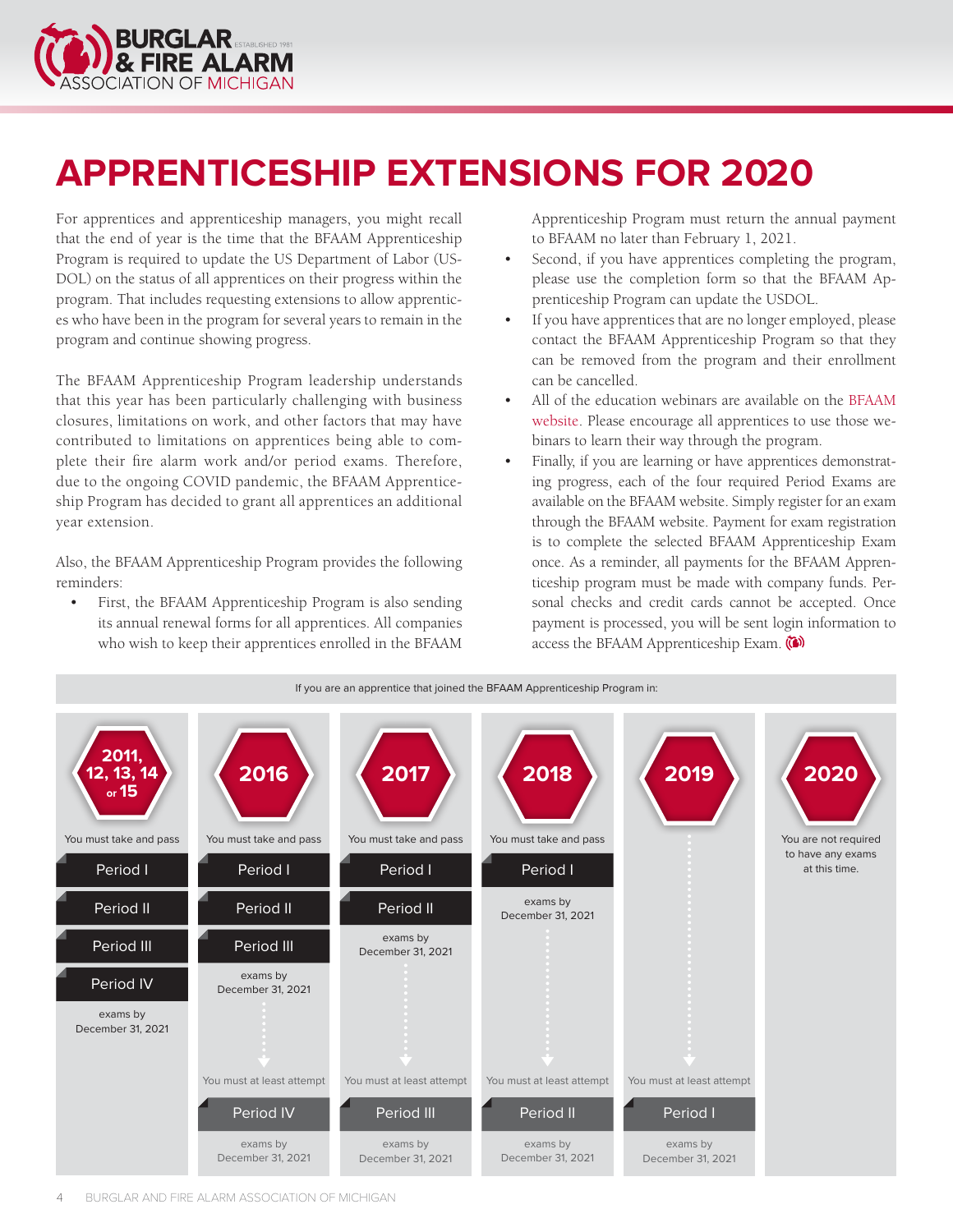# APPRENTICESHIP EXTENSIONS FOR 2020

For apprentices and apprenticeship managers, you might recall that the end of year is the time that the BFAAM Apprenticeship Program is required to update the US Department of Labor (USDOL) on the status of all apprentices on their progress within the program. That includes requesting extensions to allow apprentices who have been in the program for several years to remain in the program and continue showing progress.

The BFAAM Apprenticeship Program leadership understands that this year has been particularly challenging with business closures, limitations on work, and other factors that may have contributed to limitations on apprentices being able to complete their fire alarm work and/or period exams. Therefore, due to the ongoing COVID pandemic, the BFAAM Apprenticeship Program has decided to grant all apprentices an additional year extension.

Also, the BFAAM Apprenticeship Program provides the following reminders:

- First, the BFAAM Apprenticeship Program is also sending its annual renewal forms for all apprentices. All companies who wish to keep their apprentices enrolled in the BFAAM Apprenticeship Program must return the annual payment to BFAAM no later than February 1, 2021.
- Second, if you have apprentices completing the program, please use the completion form so that the BFAAM Apprenticeship Program can update the USDOL.
- If you have apprentices that are no longer employed, please contact the BFAAM Apprenticeship Program so that they can be removed from the program and their enrollment can be cancelled.
- All of the education webinars are available on the BFAAM website. Please encourage all apprentices to use those webinars to learn their way through the program.
- Finally, if you are learning or have apprentices demonstrating progress, each of the four required Period Exams are available on the BFAAM website. Simply register for an exam through the BFAAM website. Payment for exam registration is to complete the selected BFAAM Apprenticeship Exam once. As a reminder, all payments for the BFAAM Apprenticeship program must be made with company funds. Personal checks and credit cards cannot be accepted. Once payment is processed, you will be sent login information to access the BFAAM Apprenticeship Exam.

If you are an apprentice that joined the BFAAM Apprenticeship Program in:

| 2011, 12, 13, 14 or 15 | 2016 | 2017 | 2018 | 2019 | 2020 |
|---|---|---|---|---|---|
| You must take and pass Period I, Period II, Period III, Period IV exams by December 31, 2021 | You must take and pass Period I, Period II, Period III exams by December 31, 2021 | You must take and pass Period I, Period II exams by December 31, 2021 | You must take and pass Period I exams by December 31, 2021 | | You are not required to have any exams at this time. |
| | You must at least attempt Period IV exams by December 31, 2021 | You must at least attempt Period III exams by December 31, 2021 | You must at least attempt Period II exams by December 31, 2021 | You must at least attempt Period I exams by December 31, 2021 | |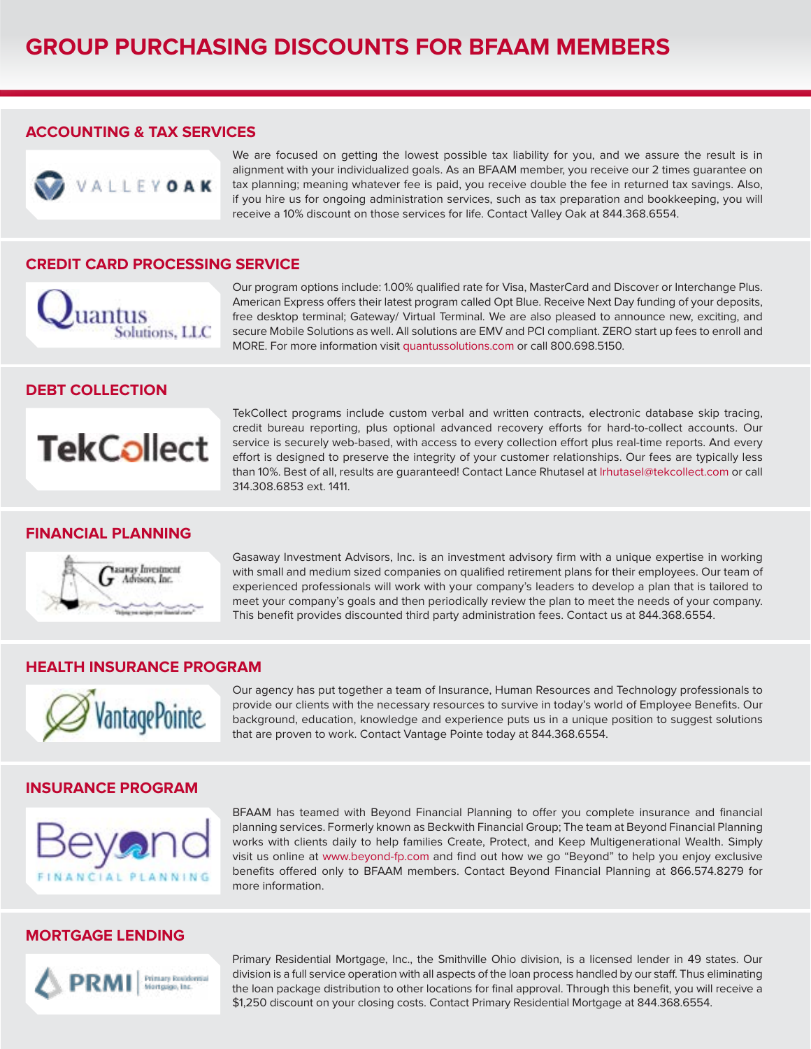# GROUP PURCHASING DISCOUNTS FOR BFAAM MEMBERS

## ACCOUNTING & TAX SERVICES

We are focused on getting the lowest possible tax liability for you, and we assure the result is in alignment with your individualized goals. As an BFAAM member, you receive our 2 times guarantee on tax planning; meaning whatever fee is paid, you receive double the fee in returned tax savings. Also, if you hire us for ongoing administration services, such as tax preparation and bookkeeping, you will receive a 10% discount on those services for life. Contact Valley Oak at 844.368.6554.

## CREDIT CARD PROCESSING SERVICE

Our program options include: 1.00% qualified rate for Visa, MasterCard and Discover or Interchange Plus. American Express offers their latest program called Opt Blue. Receive Next Day funding of your deposits, free desktop terminal; Gateway/ Virtual Terminal. We are also pleased to announce new, exciting, and secure Mobile Solutions as well. All solutions are EMV and PCI compliant. ZERO start up fees to enroll and MORE. For more information visit quantussolutions.com or call 800.698.5150.

## DEBT COLLECTION

TekCollect programs include custom verbal and written contracts, electronic database skip tracing, credit bureau reporting, plus optional advanced recovery efforts for hard-to-collect accounts. Our service is securely web-based, with access to every collection effort plus real-time reports. And every effort is designed to preserve the integrity of your customer relationships. Our fees are typically less than 10%. Best of all, results are guaranteed! Contact Lance Rhutasel at lrhutasel@tekcollect.com or call 314.308.6853 ext. 1411.

## FINANCIAL PLANNING

Gasaway Investment Advisors, Inc. is an investment advisory firm with a unique expertise in working with small and medium sized companies on qualified retirement plans for their employees. Our team of experienced professionals will work with your company's leaders to develop a plan that is tailored to meet your company's goals and then periodically review the plan to meet the needs of your company. This benefit provides discounted third party administration fees. Contact us at 844.368.6554.

## HEALTH INSURANCE PROGRAM

Our agency has put together a team of Insurance, Human Resources and Technology professionals to provide our clients with the necessary resources to survive in today's world of Employee Benefits. Our background, education, knowledge and experience puts us in a unique position to suggest solutions that are proven to work. Contact Vantage Pointe today at 844.368.6554.

## INSURANCE PROGRAM

BFAAM has teamed with Beyond Financial Planning to offer you complete insurance and financial planning services. Formerly known as Beckwith Financial Group; The team at Beyond Financial Planning works with clients daily to help families Create, Protect, and Keep Multigenerational Wealth. Simply visit us online at www.beyond-fp.com and find out how we go "Beyond" to help you enjoy exclusive benefits offered only to BFAAM members. Contact Beyond Financial Planning at 866.574.8279 for more information.

## MORTGAGE LENDING

Primary Residential Mortgage, Inc., the Smithville Ohio division, is a licensed lender in 49 states. Our division is a full service operation with all aspects of the loan process handled by our staff. Thus eliminating the loan package distribution to other locations for final approval. Through this benefit, you will receive a $1,250 discount on your closing costs. Contact Primary Residential Mortgage at 844.368.6554.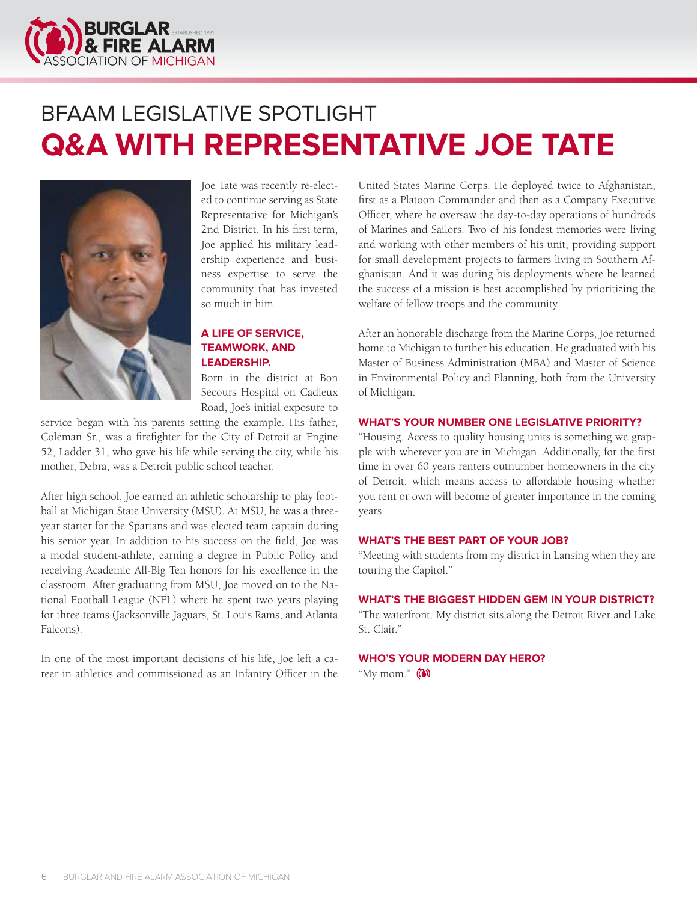BFAAM LEGISLATIVE SPOTLIGHT

# Q&A WITH REPRESENTATIVE JOE TATE

Joe Tate was recently re-elected to continue serving as State Representative for Michigan's 2nd District. In his first term, Joe applied his military leadership experience and business expertise to serve the community that has invested so much in him.

### A LIFE OF SERVICE, TEAMWORK, AND LEADERSHIP.

Born in the district at Bon Secours Hospital on Cadieux Road, Joe's initial exposure to service began with his parents setting the example. His father, Coleman Sr., was a firefighter for the City of Detroit at Engine 52, Ladder 31, who gave his life while serving the city, while his mother, Debra, was a Detroit public school teacher.

After high school, Joe earned an athletic scholarship to play football at Michigan State University (MSU). At MSU, he was a three-year starter for the Spartans and was elected team captain during his senior year. In addition to his success on the field, Joe was a model student-athlete, earning a degree in Public Policy and receiving Academic All-Big Ten honors for his excellence in the classroom. After graduating from MSU, Joe moved on to the National Football League (NFL) where he spent two years playing for three teams (Jacksonville Jaguars, St. Louis Rams, and Atlanta Falcons).

In one of the most important decisions of his life, Joe left a career in athletics and commissioned as an Infantry Officer in the United States Marine Corps. He deployed twice to Afghanistan, first as a Platoon Commander and then as a Company Executive Officer, where he oversaw the day-to-day operations of hundreds of Marines and Sailors. Two of his fondest memories were living and working with other members of his unit, providing support for small development projects to farmers living in Southern Afghanistan. And it was during his deployments where he learned the success of a mission is best accomplished by prioritizing the welfare of fellow troops and the community.

After an honorable discharge from the Marine Corps, Joe returned home to Michigan to further his education. He graduated with his Master of Business Administration (MBA) and Master of Science in Environmental Policy and Planning, both from the University of Michigan.

### WHAT'S YOUR NUMBER ONE LEGISLATIVE PRIORITY?

"Housing. Access to quality housing units is something we grapple with wherever you are in Michigan. Additionally, for the first time in over 60 years renters outnumber homeowners in the city of Detroit, which means access to affordable housing whether you rent or own will become of greater importance in the coming years.

### WHAT'S THE BEST PART OF YOUR JOB?

"Meeting with students from my district in Lansing when they are touring the Capitol."

### WHAT'S THE BIGGEST HIDDEN GEM IN YOUR DISTRICT?

"The waterfront. My district sits along the Detroit River and Lake St. Clair."

### WHO'S YOUR MODERN DAY HERO?

"My mom."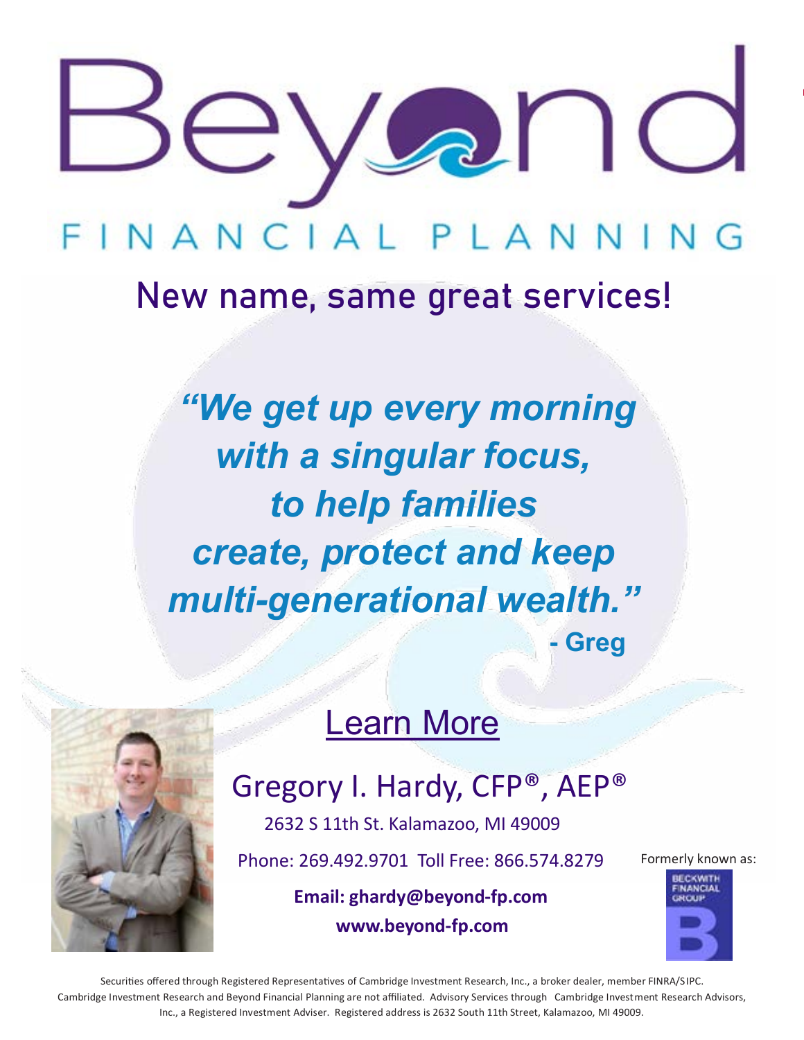# Beyond

## FINANCIAL PLANNING

## New name, same great services!

***"We get up every morning with a singular focus, to help families create, protect and keep multi-generational wealth."***

**- Greg**

Learn More

Gregory I. Hardy, CFP®, AEP®

2632 S 11th St. Kalamazoo, MI 49009

Phone: 269.492.9701 Toll Free: 866.574.8279

**Email: ghardy@beyond-fp.com**

**www.beyond-fp.com**

Formerly known as:

BECKWITH FINANCIAL GROUP

Securities offered through Registered Representatives of Cambridge Investment Research, Inc., a broker dealer, member FINRA/SIPC. Cambridge Investment Research and Beyond Financial Planning are not affiliated. Advisory Services through Cambridge Investment Research Advisors, Inc., a Registered Investment Adviser. Registered address is 2632 South 11th Street, Kalamazoo, MI 49009.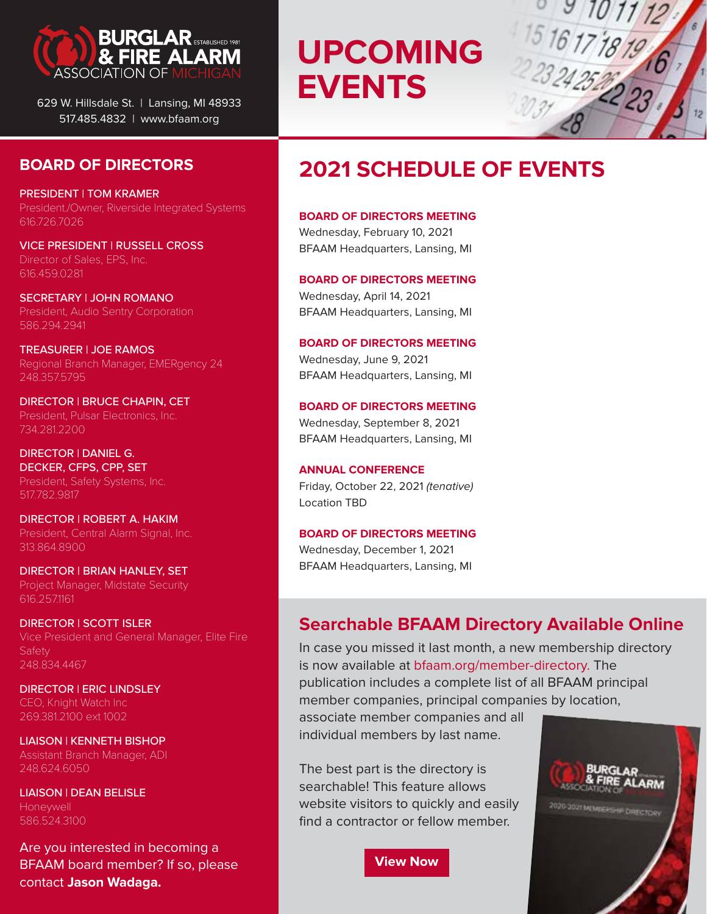BURGLAR & FIRE ALARM ASSOCIATION OF MICHIGAN ESTABLISHED 1981

629 W. Hillsdale St. | Lansing, MI 48933
517.485.4832 | www.bfaam.org

# UPCOMING EVENTS

## BOARD OF DIRECTORS

**PRESIDENT | TOM KRAMER**
President./Owner, Riverside Integrated Systems
616.726.7026

**VICE PRESIDENT | RUSSELL CROSS**
Director of Sales, EPS, Inc.
616.459.0281

**SECRETARY | JOHN ROMANO**
President, Audio Sentry Corporation
586.294.2941

**TREASURER | JOE RAMOS**
Regional Branch Manager, EMERgency 24
248.357.5795

**DIRECTOR | BRUCE CHAPIN, CET**
President, Pulsar Electronics, Inc.
734.281.2200

**DIRECTOR | DANIEL G. DECKER, CFPS, CPP, SET**
President, Safety Systems, Inc.
517.782.9817

**DIRECTOR | ROBERT A. HAKIM**
President, Central Alarm Signal, Inc.
313.864.8900

**DIRECTOR | BRIAN HANLEY, SET**
Project Manager, Midstate Security
616.257.1161

**DIRECTOR | SCOTT ISLER**
Vice President and General Manager, Elite Fire Safety
248.834.4467

**DIRECTOR | ERIC LINDSLEY**
CEO, Knight Watch Inc
269.381.2100 ext 1002

**LIAISON | KENNETH BISHOP**
Assistant Branch Manager, ADI
248.624.6050

**LIAISON | DEAN BELISLE**
Honeywell
586.524.3100

Are you interested in becoming a BFAAM board member? If so, please contact **Jason Wadaga.**

## 2021 SCHEDULE OF EVENTS

**BOARD OF DIRECTORS MEETING**
Wednesday, February 10, 2021
BFAAM Headquarters, Lansing, MI

**BOARD OF DIRECTORS MEETING**
Wednesday, April 14, 2021
BFAAM Headquarters, Lansing, MI

**BOARD OF DIRECTORS MEETING**
Wednesday, June 9, 2021
BFAAM Headquarters, Lansing, MI

**BOARD OF DIRECTORS MEETING**
Wednesday, September 8, 2021
BFAAM Headquarters, Lansing, MI

**ANNUAL CONFERENCE**
Friday, October 22, 2021 *(tenative)*
Location TBD

**BOARD OF DIRECTORS MEETING**
Wednesday, December 1, 2021
BFAAM Headquarters, Lansing, MI

## Searchable BFAAM Directory Available Online

In case you missed it last month, a new membership directory is now available at bfaam.org/member-directory. The publication includes a complete list of all BFAAM principal member companies, principal companies by location, associate member companies and all individual members by last name.

The best part is the directory is searchable! This feature allows website visitors to quickly and easily find a contractor or fellow member.

**View Now**